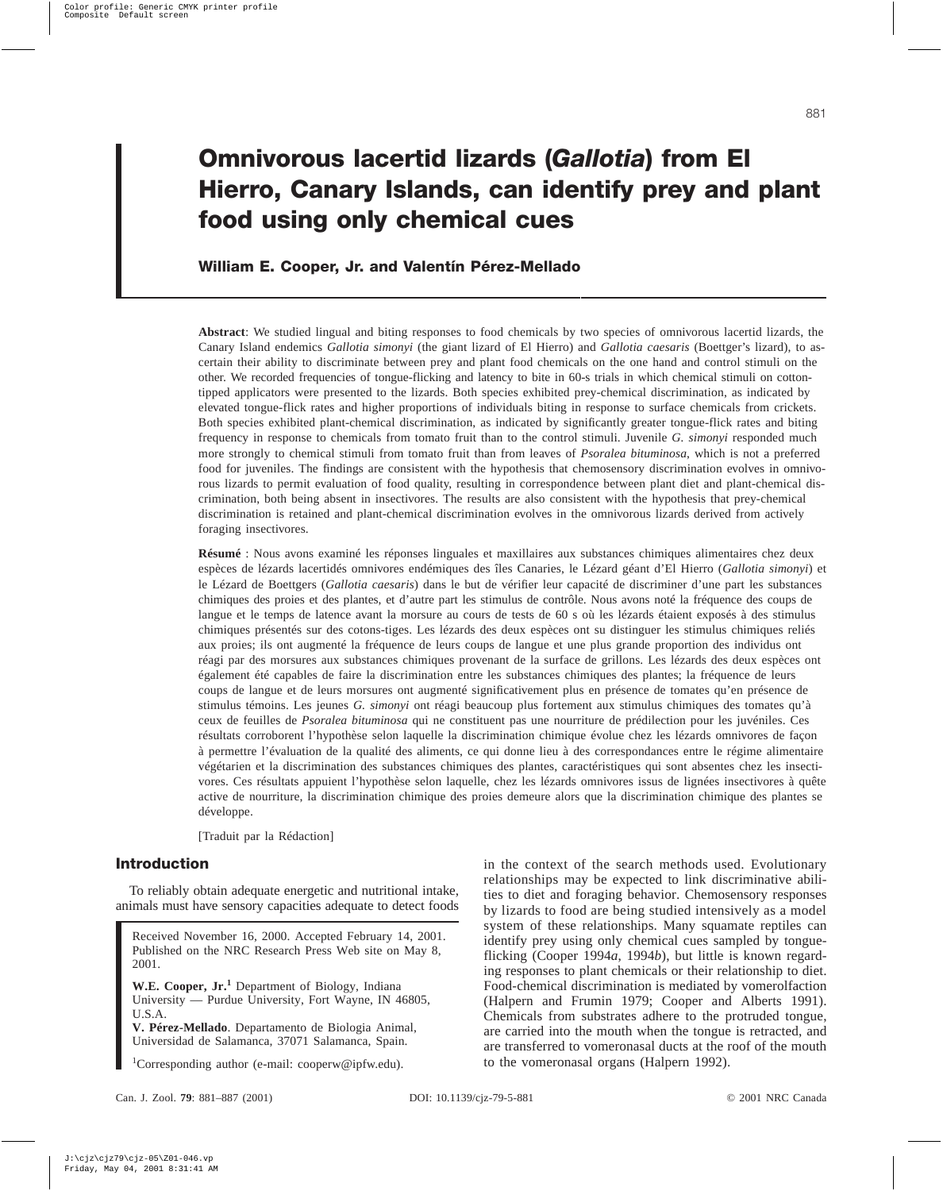# Omnivorous lacertid lizards (*Gallotia*) from El Hierro, Canary Islands, can identify prey and plant food using only chemical cues

**William E. Cooper, Jr. and Valentín Pérez-Mellado**

**Abstract**: We studied lingual and biting responses to food chemicals by two species of omnivorous lacertid lizards, the Canary Island endemics *Gallotia simonyi* (the giant lizard of El Hierro) and *Gallotia caesaris* (Boettger's lizard), to ascertain their ability to discriminate between prey and plant food chemicals on the one hand and control stimuli on the other. We recorded frequencies of tongue-flicking and latency to bite in 60-s trials in which chemical stimuli on cotton-tipped applicators were presented to the lizards. Both species exhibited prey-chemical discrimination, as indicated by elevated tongue-flick rates and higher proportions of individuals biting in response to surface chemicals from crickets. Both species exhibited plant-chemical discrimination, as indicated by significantly greater tongue-flick rates and biting frequency in response to chemicals from tomato fruit than to the control stimuli. Juvenile *G. simonyi* responded much more strongly to chemical stimuli from tomato fruit than from leaves of *Psoralea bituminosa*, which is not a preferred food for juveniles. The findings are consistent with the hypothesis that chemosensory discrimination evolves in omnivorous lizards to permit evaluation of food quality, resulting in correspondence between plant diet and plant-chemical discrimination, both being absent in insectivores. The results are also consistent with the hypothesis that prey-chemical discrimination is retained and plant-chemical discrimination evolves in the omnivorous lizards derived from actively foraging insectivores.

**Résumé** : Nous avons examiné les réponses linguales et maxillaires aux substances chimiques alimentaires chez deux espèces de lézards lacertidés omnivores endémiques des îles Canaries, le Lézard géant d'El Hierro (*Gallotia simonyi*) et le Lézard de Boettgers (*Gallotia caesaris*) dans le but de vérifier leur capacité de discriminer d'une part les substances chimiques des proies et des plantes, et d'autre part les stimulus de contrôle. Nous avons noté la fréquence des coups de langue et le temps de latence avant la morsure au cours de tests de 60 s où les lézards étaient exposés à des stimulus chimiques présentés sur des cotons-tiges. Les lézards des deux espèces ont su distinguer les stimulus chimiques reliés aux proies; ils ont augmenté la fréquence de leurs coups de langue et une plus grande proportion des individus ont réagi par des morsures aux substances chimiques provenant de la surface de grillons. Les lézards des deux espèces ont également été capables de faire la discrimination entre les substances chimiques des plantes; la fréquence de leurs coups de langue et de leurs morsures ont augmenté significativement plus en présence de tomates qu'en présence de stimulus témoins. Les jeunes *G. simonyi* ont réagi beaucoup plus fortement aux stimulus chimiques des tomates qu'à ceux de feuilles de *Psoralea bituminosa* qui ne constituent pas une nourriture de prédilection pour les juvéniles. Ces résultats corroborent l'hypothèse selon laquelle la discrimination chimique évolue chez les lézards omnivores de façon à permettre l'évaluation de la qualité des aliments, ce qui donne lieu à des correspondances entre le régime alimentaire végétarien et la discrimination des substances chimiques des plantes, caractéristiques qui sont absentes chez les insectivores. Ces résultats appuient l'hypothèse selon laquelle, chez les lézards omnivores issus de lignées insectivores à quête active de nourriture, la discrimination chimique des proies demeure alors que la discrimination chimique des plantes se développe.

[Traduit par la Rédaction]

## Introduction

To reliably obtain adequate energetic and nutritional intake, animals must have sensory capacities adequate to detect foods in the context of the search methods used. Evolutionary relationships may be expected to link discriminative abilities to diet and foraging behavior. Chemosensory responses by lizards to food are being studied intensively as a model system of these relationships. Many squamate reptiles can identify prey using only chemical cues sampled by tongue-flicking (Cooper 1994*a*, 1994*b*), but little is known regarding responses to plant chemicals or their relationship to diet. Food-chemical discrimination is mediated by vomerolfaction (Halpern and Frumin 1979; Cooper and Alberts 1991). Chemicals from substrates adhere to the protruded tongue, are carried into the mouth when the tongue is retracted, and are transferred to vomeronasal ducts at the roof of the mouth to the vomeronasal organs (Halpern 1992).

Received November 16, 2000. Accepted February 14, 2001. Published on the NRC Research Press Web site on May 8, 2001.

**W.E. Cooper, Jr.**[1] Department of Biology, Indiana University — Purdue University, Fort Wayne, IN 46805, U.S.A.
**V. Pérez-Mellado**. Departamento de Biologia Animal, Universidad de Salamanca, 37071 Salamanca, Spain.

[1]Corresponding author (e-mail: cooperw@ipfw.edu).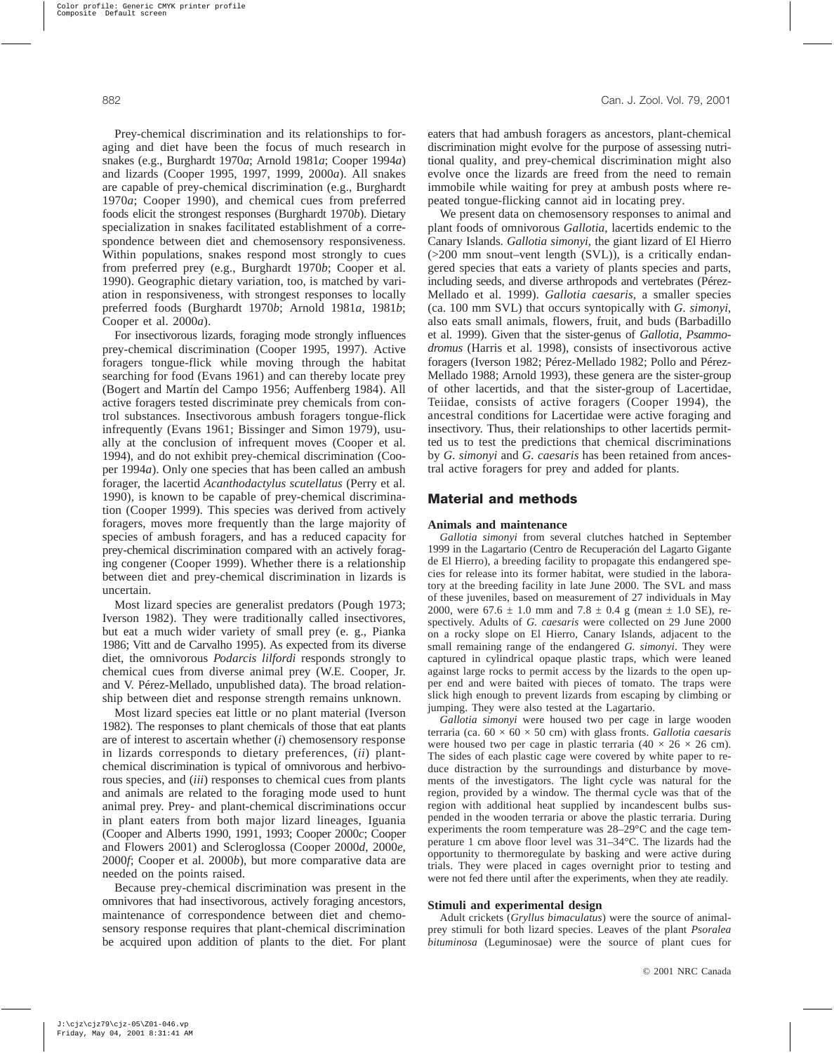Prey-chemical discrimination and its relationships to foraging and diet have been the focus of much research in snakes (e.g., Burghardt 1970*a*; Arnold 1981*a*; Cooper 1994*a*) and lizards (Cooper 1995, 1997, 1999, 2000*a*). All snakes are capable of prey-chemical discrimination (e.g., Burghardt 1970*a*; Cooper 1990), and chemical cues from preferred foods elicit the strongest responses (Burghardt 1970*b*). Dietary specialization in snakes facilitated establishment of a correspondence between diet and chemosensory responsiveness. Within populations, snakes respond most strongly to cues from preferred prey (e.g., Burghardt 1970*b*; Cooper et al. 1990). Geographic dietary variation, too, is matched by variation in responsiveness, with strongest responses to locally preferred foods (Burghardt 1970*b*; Arnold 1981*a*, 1981*b*; Cooper et al. 2000*a*).

For insectivorous lizards, foraging mode strongly influences prey-chemical discrimination (Cooper 1995, 1997). Active foragers tongue-flick while moving through the habitat searching for food (Evans 1961) and can thereby locate prey (Bogert and Martín del Campo 1956; Auffenberg 1984). All active foragers tested discriminate prey chemicals from control substances. Insectivorous ambush foragers tongue-flick infrequently (Evans 1961; Bissinger and Simon 1979), usually at the conclusion of infrequent moves (Cooper et al. 1994), and do not exhibit prey-chemical discrimination (Cooper 1994*a*). Only one species that has been called an ambush forager, the lacertid *Acanthodactylus scutellatus* (Perry et al. 1990), is known to be capable of prey-chemical discrimination (Cooper 1999). This species was derived from actively foragers, moves more frequently than the large majority of species of ambush foragers, and has a reduced capacity for prey-chemical discrimination compared with an actively foraging congener (Cooper 1999). Whether there is a relationship between diet and prey-chemical discrimination in lizards is uncertain.

Most lizard species are generalist predators (Pough 1973; Iverson 1982). They were traditionally called insectivores, but eat a much wider variety of small prey (e. g., Pianka 1986; Vitt and de Carvalho 1995). As expected from its diverse diet, the omnivorous *Podarcis lilfordi* responds strongly to chemical cues from diverse animal prey (W.E. Cooper, Jr. and V. Pérez-Mellado, unpublished data). The broad relationship between diet and response strength remains unknown.

Most lizard species eat little or no plant material (Iverson 1982). The responses to plant chemicals of those that eat plants are of interest to ascertain whether (*i*) chemosensory response in lizards corresponds to dietary preferences, (*ii*) plant-chemical discrimination is typical of omnivorous and herbivorous species, and (*iii*) responses to chemical cues from plants and animals are related to the foraging mode used to hunt animal prey. Prey- and plant-chemical discriminations occur in plant eaters from both major lizard lineages, Iguania (Cooper and Alberts 1990, 1991, 1993; Cooper 2000*c*; Cooper and Flowers 2001) and Scleroglossa (Cooper 2000*d*, 2000*e*, 2000*f*; Cooper et al. 2000*b*), but more comparative data are needed on the points raised.

Because prey-chemical discrimination was present in the omnivores that had insectivorous, actively foraging ancestors, maintenance of correspondence between diet and chemosensory response requires that plant-chemical discrimination be acquired upon addition of plants to the diet. For plant eaters that had ambush foragers as ancestors, plant-chemical discrimination might evolve for the purpose of assessing nutritional quality, and prey-chemical discrimination might also evolve once the lizards are freed from the need to remain immobile while waiting for prey at ambush posts where repeated tongue-flicking cannot aid in locating prey.

We present data on chemosensory responses to animal and plant foods of omnivorous *Gallotia*, lacertids endemic to the Canary Islands. *Gallotia simonyi*, the giant lizard of El Hierro (>200 mm snout–vent length (SVL)), is a critically endangered species that eats a variety of plants species and parts, including seeds, and diverse arthropods and vertebrates (Pérez-Mellado et al. 1999). *Gallotia caesaris*, a smaller species (ca. 100 mm SVL) that occurs syntopically with *G. simonyi*, also eats small animals, flowers, fruit, and buds (Barbadillo et al. 1999). Given that the sister-genus of *Gallotia*, *Psammodromus* (Harris et al. 1998), consists of insectivorous active foragers (Iverson 1982; Pérez-Mellado 1982; Pollo and Pérez-Mellado 1988; Arnold 1993), these genera are the sister-group of other lacertids, and that the sister-group of Lacertidae, Teiidae, consists of active foragers (Cooper 1994), the ancestral conditions for Lacertidae were active foraging and insectivory. Thus, their relationships to other lacertids permitted us to test the predictions that chemical discriminations by *G. simonyi* and *G. caesaris* has been retained from ancestral active foragers for prey and added for plants.

## Material and methods

### Animals and maintenance

*Gallotia simonyi* from several clutches hatched in September 1999 in the Lagartario (Centro de Recuperación del Lagarto Gigante de El Hierro), a breeding facility to propagate this endangered species for release into its former habitat, were studied in the laboratory at the breeding facility in late June 2000. The SVL and mass of these juveniles, based on measurement of 27 individuals in May 2000, were 67.6 ± 1.0 mm and 7.8 ± 0.4 g (mean ± 1.0 SE), respectively. Adults of *G. caesaris* were collected on 29 June 2000 on a rocky slope on El Hierro, Canary Islands, adjacent to the small remaining range of the endangered *G. simonyi*. They were captured in cylindrical opaque plastic traps, which were leaned against large rocks to permit access by the lizards to the open upper end and were baited with pieces of tomato. The traps were slick high enough to prevent lizards from escaping by climbing or jumping. They were also tested at the Lagartario.

*Gallotia simonyi* were housed two per cage in large wooden terraria (ca. 60 × 60 × 50 cm) with glass fronts. *Gallotia caesaris* were housed two per cage in plastic terraria (40 × 26 × 26 cm). The sides of each plastic cage were covered by white paper to reduce distraction by the surroundings and disturbance by movements of the investigators. The light cycle was natural for the region, provided by a window. The thermal cycle was that of the region with additional heat supplied by incandescent bulbs suspended in the wooden terraria or above the plastic terraria. During experiments the room temperature was 28–29°C and the cage temperature 1 cm above floor level was 31–34°C. The lizards had the opportunity to thermoregulate by basking and were active during trials. They were placed in cages overnight prior to testing and were not fed there until after the experiments, when they ate readily.

### Stimuli and experimental design

Adult crickets (*Gryllus bimaculatus*) were the source of animal-prey stimuli for both lizard species. Leaves of the plant *Psoralea bituminosa* (Leguminosae) were the source of plant cues for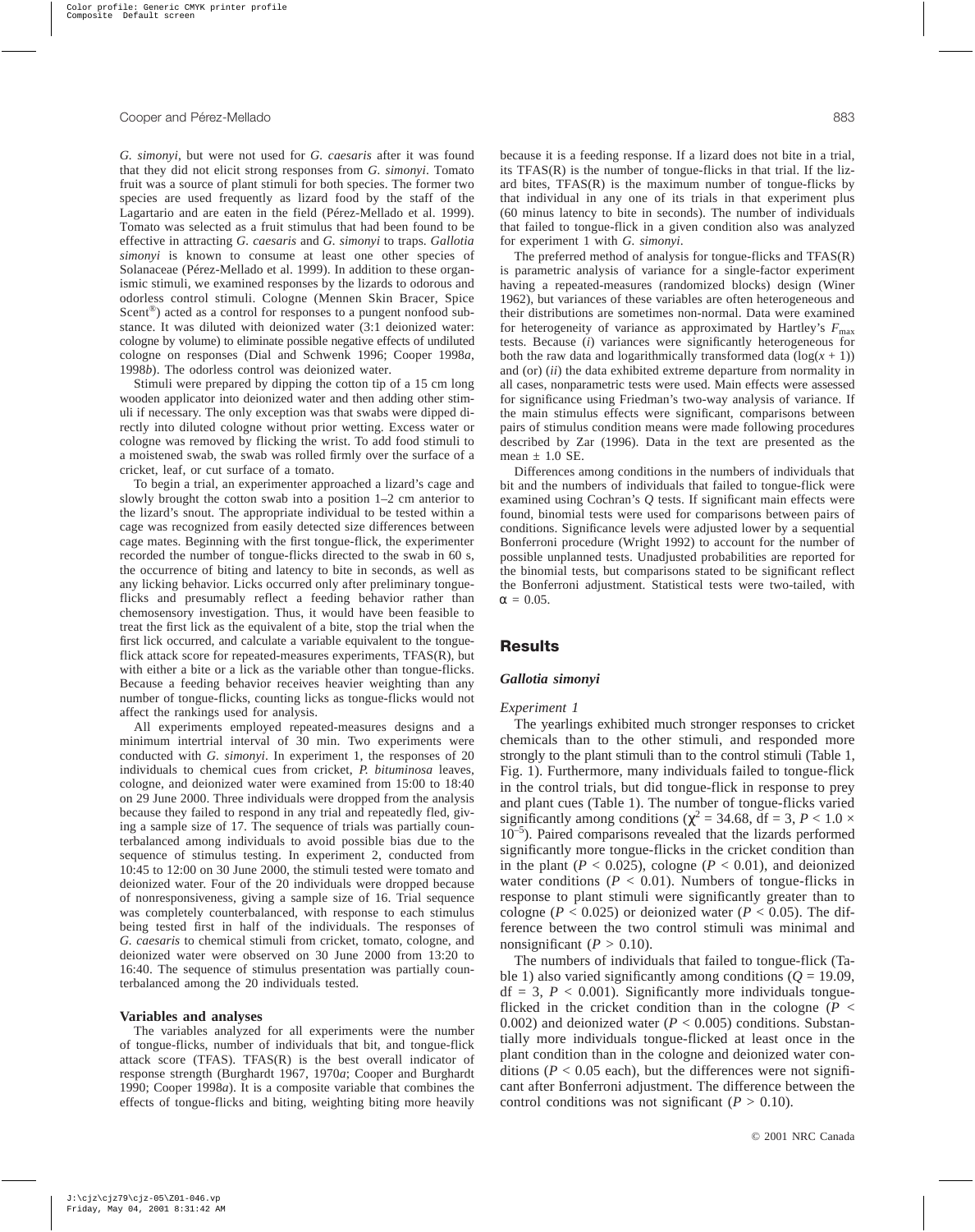*G. simonyi*, but were not used for *G. caesaris* after it was found that they did not elicit strong responses from *G. simonyi*. Tomato fruit was a source of plant stimuli for both species. The former two species are used frequently as lizard food by the staff of the Lagartario and are eaten in the field (Pérez-Mellado et al. 1999). Tomato was selected as a fruit stimulus that had been found to be effective in attracting *G. caesaris* and *G. simonyi* to traps. *Gallotia simonyi* is known to consume at least one other species of Solanaceae (Pérez-Mellado et al. 1999). In addition to these organismic stimuli, we examined responses by the lizards to odorous and odorless control stimuli. Cologne (Mennen Skin Bracer, Spice Scent®) acted as a control for responses to a pungent nonfood substance. It was diluted with deionized water (3:1 deionized water: cologne by volume) to eliminate possible negative effects of undiluted cologne on responses (Dial and Schwenk 1996; Cooper 1998*a*, 1998*b*). The odorless control was deionized water.

Stimuli were prepared by dipping the cotton tip of a 15 cm long wooden applicator into deionized water and then adding other stimuli if necessary. The only exception was that swabs were dipped directly into diluted cologne without prior wetting. Excess water or cologne was removed by flicking the wrist. To add food stimuli to a moistened swab, the swab was rolled firmly over the surface of a cricket, leaf, or cut surface of a tomato.

To begin a trial, an experimenter approached a lizard's cage and slowly brought the cotton swab into a position 1–2 cm anterior to the lizard's snout. The appropriate individual to be tested within a cage was recognized from easily detected size differences between cage mates. Beginning with the first tongue-flick, the experimenter recorded the number of tongue-flicks directed to the swab in 60 s, the occurrence of biting and latency to bite in seconds, as well as any licking behavior. Licks occurred only after preliminary tongue-flicks and presumably reflect a feeding behavior rather than chemosensory investigation. Thus, it would have been feasible to treat the first lick as the equivalent of a bite, stop the trial when the first lick occurred, and calculate a variable equivalent to the tongue-flick attack score for repeated-measures experiments, TFAS(R), but with either a bite or a lick as the variable other than tongue-flicks. Because a feeding behavior receives heavier weighting than any number of tongue-flicks, counting licks as tongue-flicks would not affect the rankings used for analysis.

All experiments employed repeated-measures designs and a minimum intertrial interval of 30 min. Two experiments were conducted with *G. simonyi*. In experiment 1, the responses of 20 individuals to chemical cues from cricket, *P. bituminosa* leaves, cologne, and deionized water were examined from 15:00 to 18:40 on 29 June 2000. Three individuals were dropped from the analysis because they failed to respond in any trial and repeatedly fled, giving a sample size of 17. The sequence of trials was partially counterbalanced among individuals to avoid possible bias due to the sequence of stimulus testing. In experiment 2, conducted from 10:45 to 12:00 on 30 June 2000, the stimuli tested were tomato and deionized water. Four of the 20 individuals were dropped because of nonresponsiveness, giving a sample size of 16. Trial sequence was completely counterbalanced, with response to each stimulus being tested first in half of the individuals. The responses of *G. caesaris* to chemical stimuli from cricket, tomato, cologne, and deionized water were observed on 30 June 2000 from 13:20 to 16:40. The sequence of stimulus presentation was partially counterbalanced among the 20 individuals tested.

### Variables and analyses

The variables analyzed for all experiments were the number of tongue-flicks, number of individuals that bit, and tongue-flick attack score (TFAS). TFAS(R) is the best overall indicator of response strength (Burghardt 1967, 1970*a*; Cooper and Burghardt 1990; Cooper 1998*a*). It is a composite variable that combines the effects of tongue-flicks and biting, weighting biting more heavily because it is a feeding response. If a lizard does not bite in a trial, its TFAS(R) is the number of tongue-flicks in that trial. If the lizard bites, TFAS(R) is the maximum number of tongue-flicks by that individual in any one of its trials in that experiment plus (60 minus latency to bite in seconds). The number of individuals that failed to tongue-flick in a given condition also was analyzed for experiment 1 with *G. simonyi*.

The preferred method of analysis for tongue-flicks and TFAS(R) is parametric analysis of variance for a single-factor experiment having a repeated-measures (randomized blocks) design (Winer 1962), but variances of these variables are often heterogeneous and their distributions are sometimes non-normal. Data were examined for heterogeneity of variance as approximated by Hartley's $F_{max}$ tests. Because (*i*) variances were significantly heterogeneous for both the raw data and logarithmically transformed data ($\log(x + 1)$) and (or) (*ii*) the data exhibited extreme departure from normality in all cases, nonparametric tests were used. Main effects were assessed for significance using Friedman's two-way analysis of variance. If the main stimulus effects were significant, comparisons between pairs of stimulus condition means were made following procedures described by Zar (1996). Data in the text are presented as the mean ± 1.0 SE.

Differences among conditions in the numbers of individuals that bit and the numbers of individuals that failed to tongue-flick were examined using Cochran's *Q* tests. If significant main effects were found, binomial tests were used for comparisons between pairs of conditions. Significance levels were adjusted lower by a sequential Bonferroni procedure (Wright 1992) to account for the number of possible unplanned tests. Unadjusted probabilities are reported for the binomial tests, but comparisons stated to be significant reflect the Bonferroni adjustment. Statistical tests were two-tailed, with $\alpha = 0.05$.

## Results

### *Gallotia simonyi*

#### *Experiment 1*

The yearlings exhibited much stronger responses to cricket chemicals than to the other stimuli, and responded more strongly to the plant stimuli than to the control stimuli (Table 1, Fig. 1). Furthermore, many individuals failed to tongue-flick in the control trials, but did tongue-flick in response to prey and plant cues (Table 1). The number of tongue-flicks varied significantly among conditions ($\chi^2 = 34.68$, df = 3, $P < 1.0 \times 10^{-5}$). Paired comparisons revealed that the lizards performed significantly more tongue-flicks in the cricket condition than in the plant ($P < 0.025$), cologne ($P < 0.01$), and deionized water conditions ($P < 0.01$). Numbers of tongue-flicks in response to plant stimuli were significantly greater than to cologne ($P < 0.025$) or deionized water ($P < 0.05$). The difference between the two control stimuli was minimal and nonsignificant ($P > 0.10$).

The numbers of individuals that failed to tongue-flick (Table 1) also varied significantly among conditions ($Q = 19.09$, df = 3, $P < 0.001$). Significantly more individuals tongue-flicked in the cricket condition than in the cologne ($P < 0.002$) and deionized water ($P < 0.005$) conditions. Substantially more individuals tongue-flicked at least once in the plant condition than in the cologne and deionized water conditions ($P < 0.05$ each), but the differences were not significant after Bonferroni adjustment. The difference between the control conditions was not significant ($P > 0.10$).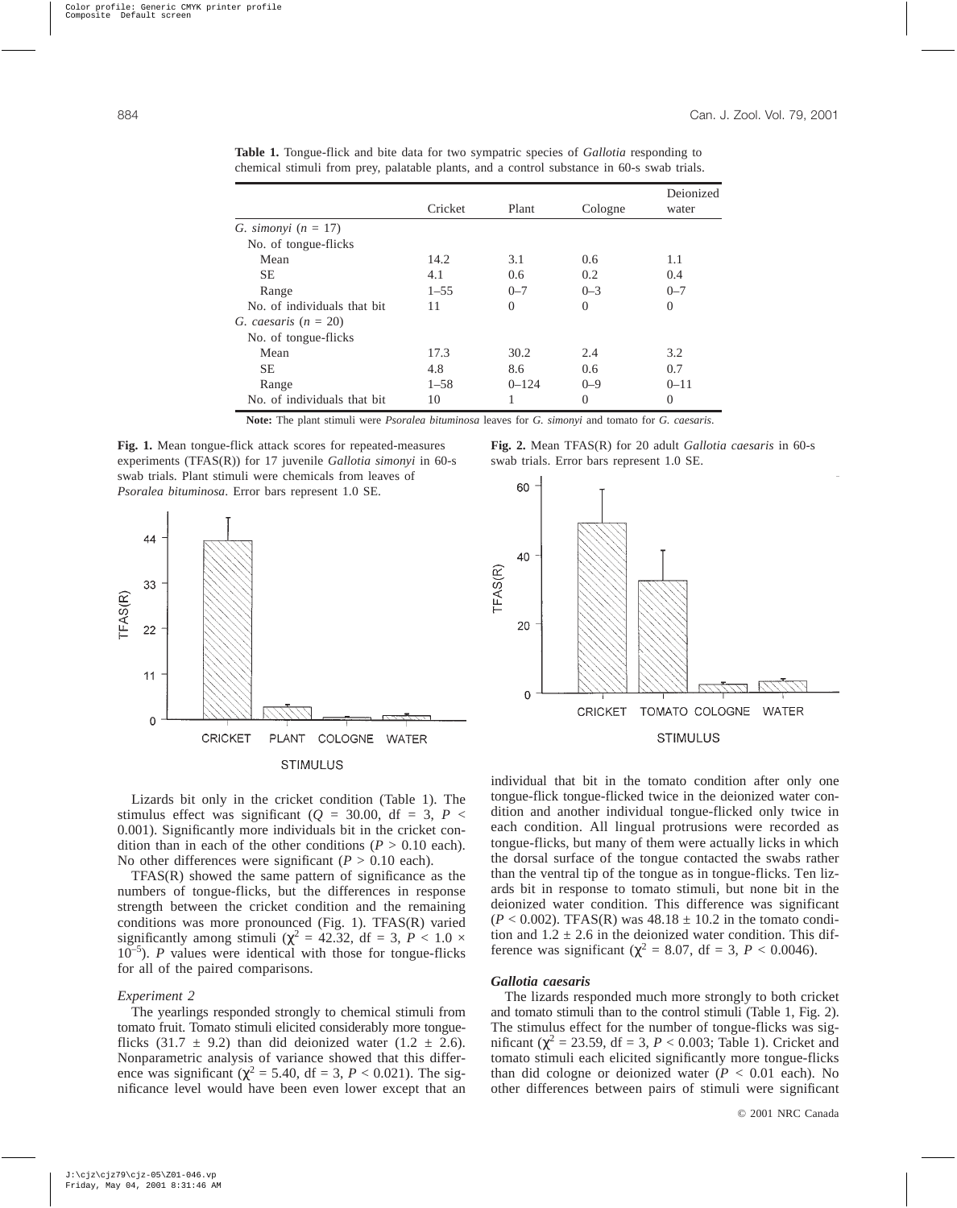**Table 1.** Tongue-flick and bite data for two sympatric species of *Gallotia* responding to chemical stimuli from prey, palatable plants, and a control substance in 60-s swab trials.

| | Cricket | Plant | Cologne | Deionized water |
|---|---|---|---|---|
| *G. simonyi* ($n$ = 17) | | | | |
| No. of tongue-flicks | | | | |
| Mean | 14.2 | 3.1 | 0.6 | 1.1 |
| SE | 4.1 | 0.6 | 0.2 | 0.4 |
| Range | 1–55 | 0–7 | 0–3 | 0–7 |
| No. of individuals that bit | 11 | 0 | 0 | 0 |
| *G. caesaris* ($n$ = 20) | | | | |
| No. of tongue-flicks | | | | |
| Mean | 17.3 | 30.2 | 2.4 | 3.2 |
| SE | 4.8 | 8.6 | 0.6 | 0.7 |
| Range | 1–58 | 0–124 | 0–9 | 0–11 |
| No. of individuals that bit | 10 | 1 | 0 | 0 |

**Note:** The plant stimuli were *Psoralea bituminosa* leaves for *G. simonyi* and tomato for *G. caesaris*.

**Fig. 1.** Mean tongue-flick attack scores for repeated-measures experiments (TFAS(R)) for 17 juvenile *Gallotia simonyi* in 60-s swab trials. Plant stimuli were chemicals from leaves of *Psoralea bituminosa*. Error bars represent 1.0 SE.

**Fig. 2.** Mean TFAS(R) for 20 adult *Gallotia caesaris* in 60-s swab trials. Error bars represent 1.0 SE.

Lizards bit only in the cricket condition (Table 1). The stimulus effect was significant ($Q$ = 30.00, df = 3, $P$ < 0.001). Significantly more individuals bit in the cricket condition than in each of the other conditions ($P$ > 0.10 each). No other differences were significant ($P$ > 0.10 each).

TFAS(R) showed the same pattern of significance as the numbers of tongue-flicks, but the differences in response strength between the cricket condition and the remaining conditions was more pronounced (Fig. 1). TFAS(R) varied significantly among stimuli ($\chi^2$ = 42.32, df = 3, $P < 1.0 \times 10^{-5}$). $P$ values were identical with those for tongue-flicks for all of the paired comparisons.

### *Experiment 2*

The yearlings responded strongly to chemical stimuli from tomato fruit. Tomato stimuli elicited considerably more tongue-flicks (31.7 ± 9.2) than did deionized water (1.2 ± 2.6). Nonparametric analysis of variance showed that this difference was significant ($\chi^2$ = 5.40, df = 3, $P$ < 0.021). The significance level would have been even lower except that an individual that bit in the tomato condition after only one tongue-flick tongue-flicked twice in the deionized water condition and another individual tongue-flicked only twice in each condition. All lingual protrusions were recorded as tongue-flicks, but many of them were actually licks in which the dorsal surface of the tongue contacted the swabs rather than the ventral tip of the tongue as in tongue-flicks. Ten lizards bit in response to tomato stimuli, but none bit in the deionized water condition. This difference was significant ($P$ < 0.002). TFAS(R) was 48.18 ± 10.2 in the tomato condition and 1.2 ± 2.6 in the deionized water condition. This difference was significant ($\chi^2$ = 8.07, df = 3, $P$ < 0.0046).

### ***Gallotia caesaris***

The lizards responded much more strongly to both cricket and tomato stimuli than to the control stimuli (Table 1, Fig. 2). The stimulus effect for the number of tongue-flicks was significant ($\chi^2$ = 23.59, df = 3, $P$ < 0.003; Table 1). Cricket and tomato stimuli each elicited significantly more tongue-flicks than did cologne or deionized water ($P$ < 0.01 each). No other differences between pairs of stimuli were significant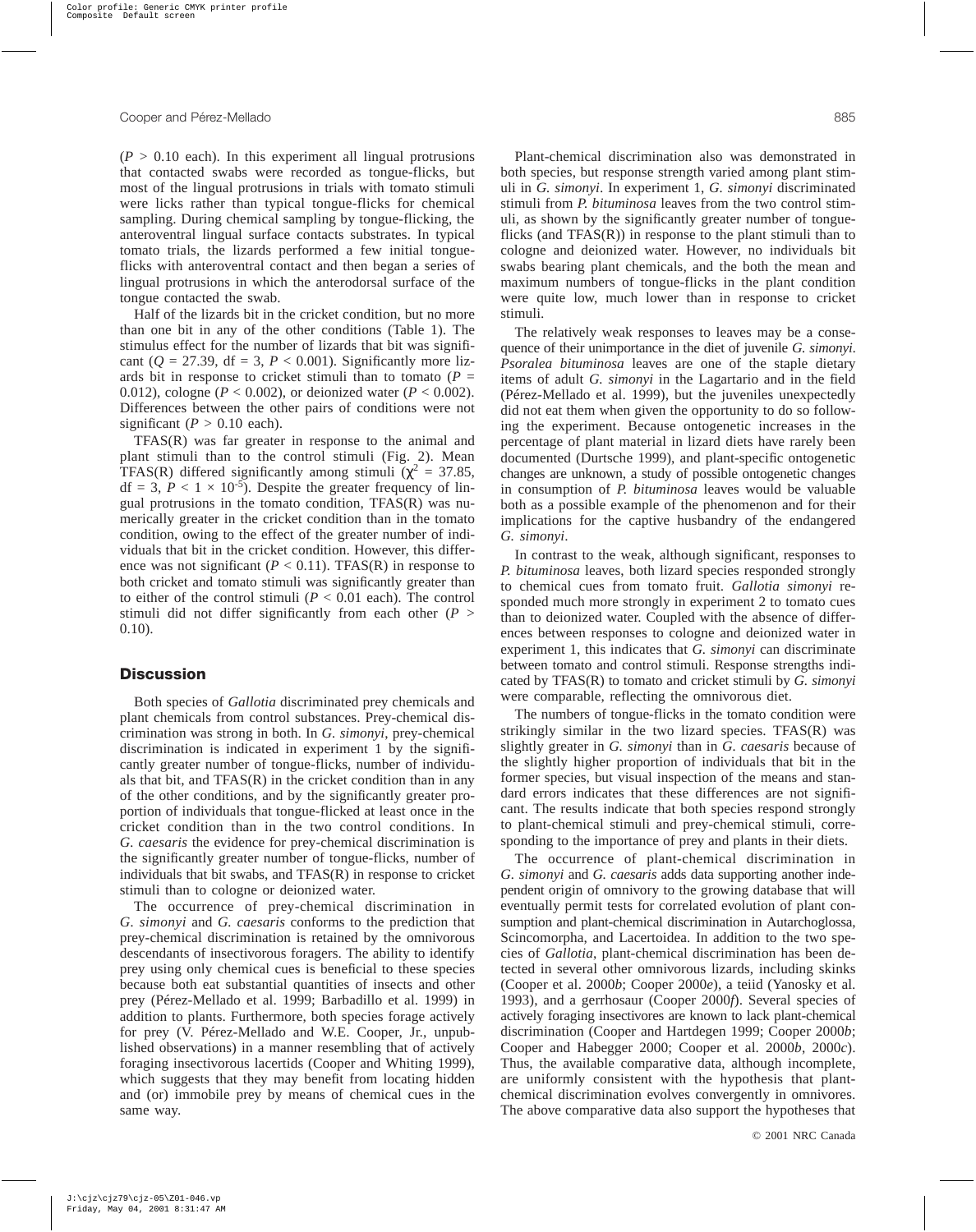($P > 0.10$ each). In this experiment all lingual protrusions that contacted swabs were recorded as tongue-flicks, but most of the lingual protrusions in trials with tomato stimuli were licks rather than typical tongue-flicks for chemical sampling. During chemical sampling by tongue-flicking, the anteroventral lingual surface contacts substrates. In typical tomato trials, the lizards performed a few initial tongue-flicks with anteroventral contact and then began a series of lingual protrusions in which the anterodorsal surface of the tongue contacted the swab.

Half of the lizards bit in the cricket condition, but no more than one bit in any of the other conditions (Table 1). The stimulus effect for the number of lizards that bit was significant ($Q = 27.39$, df = 3, $P < 0.001$). Significantly more lizards bit in response to cricket stimuli than to tomato ($P = 0.012$), cologne ($P < 0.002$), or deionized water ($P < 0.002$). Differences between the other pairs of conditions were not significant ($P > 0.10$ each).

TFAS(R) was far greater in response to the animal and plant stimuli than to the control stimuli (Fig. 2). Mean TFAS(R) differed significantly among stimuli ($\chi^2 = 37.85$, df = 3, $P < 1 \times 10^{-5}$). Despite the greater frequency of lingual protrusions in the tomato condition, TFAS(R) was numerically greater in the cricket condition than in the tomato condition, owing to the effect of the greater number of individuals that bit in the cricket condition. However, this difference was not significant ($P < 0.11$). TFAS(R) in response to both cricket and tomato stimuli was significantly greater than to either of the control stimuli ($P < 0.01$ each). The control stimuli did not differ significantly from each other ($P > 0.10$).

## Discussion

Both species of *Gallotia* discriminated prey chemicals and plant chemicals from control substances. Prey-chemical discrimination was strong in both. In *G. simonyi*, prey-chemical discrimination is indicated in experiment 1 by the significantly greater number of tongue-flicks, number of individuals that bit, and TFAS(R) in the cricket condition than in any of the other conditions, and by the significantly greater proportion of individuals that tongue-flicked at least once in the cricket condition than in the two control conditions. In *G. caesaris* the evidence for prey-chemical discrimination is the significantly greater number of tongue-flicks, number of individuals that bit swabs, and TFAS(R) in response to cricket stimuli than to cologne or deionized water.

The occurrence of prey-chemical discrimination in *G. simonyi* and *G. caesaris* conforms to the prediction that prey-chemical discrimination is retained by the omnivorous descendants of insectivorous foragers. The ability to identify prey using only chemical cues is beneficial to these species because both eat substantial quantities of insects and other prey (Pérez-Mellado et al. 1999; Barbadillo et al. 1999) in addition to plants. Furthermore, both species forage actively for prey (V. Pérez-Mellado and W.E. Cooper, Jr., unpublished observations) in a manner resembling that of actively foraging insectivorous lacertids (Cooper and Whiting 1999), which suggests that they may benefit from locating hidden and (or) immobile prey by means of chemical cues in the same way.

Plant-chemical discrimination also was demonstrated in both species, but response strength varied among plant stimuli in *G. simonyi*. In experiment 1, *G. simonyi* discriminated stimuli from *P. bituminosa* leaves from the two control stimuli, as shown by the significantly greater number of tongue-flicks (and TFAS(R)) in response to the plant stimuli than to cologne and deionized water. However, no individuals bit swabs bearing plant chemicals, and the both the mean and maximum numbers of tongue-flicks in the plant condition were quite low, much lower than in response to cricket stimuli.

The relatively weak responses to leaves may be a consequence of their unimportance in the diet of juvenile *G. simonyi*. *Psoralea bituminosa* leaves are one of the staple dietary items of adult *G. simonyi* in the Lagartario and in the field (Pérez-Mellado et al. 1999), but the juveniles unexpectedly did not eat them when given the opportunity to do so following the experiment. Because ontogenetic increases in the percentage of plant material in lizard diets have rarely been documented (Durtsche 1999), and plant-specific ontogenetic changes are unknown, a study of possible ontogenetic changes in consumption of *P. bituminosa* leaves would be valuable both as a possible example of the phenomenon and for their implications for the captive husbandry of the endangered *G. simonyi*.

In contrast to the weak, although significant, responses to *P. bituminosa* leaves, both lizard species responded strongly to chemical cues from tomato fruit. *Gallotia simonyi* responded much more strongly in experiment 2 to tomato cues than to deionized water. Coupled with the absence of differences between responses to cologne and deionized water in experiment 1, this indicates that *G. simonyi* can discriminate between tomato and control stimuli. Response strengths indicated by TFAS(R) to tomato and cricket stimuli by *G. simonyi* were comparable, reflecting the omnivorous diet.

The numbers of tongue-flicks in the tomato condition were strikingly similar in the two lizard species. TFAS(R) was slightly greater in *G. simonyi* than in *G. caesaris* because of the slightly higher proportion of individuals that bit in the former species, but visual inspection of the means and standard errors indicates that these differences are not significant. The results indicate that both species respond strongly to plant-chemical stimuli and prey-chemical stimuli, corresponding to the importance of prey and plants in their diets.

The occurrence of plant-chemical discrimination in *G. simonyi* and *G. caesaris* adds data supporting another independent origin of omnivory to the growing database that will eventually permit tests for correlated evolution of plant consumption and plant-chemical discrimination in Autarchoglossa, Scincomorpha, and Lacertoidea. In addition to the two species of *Gallotia*, plant-chemical discrimination has been detected in several other omnivorous lizards, including skinks (Cooper et al. 2000*b*; Cooper 2000*e*), a teiid (Yanosky et al. 1993), and a gerrhosaur (Cooper 2000*f*). Several species of actively foraging insectivores are known to lack plant-chemical discrimination (Cooper and Hartdegen 1999; Cooper 2000*b*; Cooper and Habegger 2000; Cooper et al. 2000*b*, 2000*c*). Thus, the available comparative data, although incomplete, are uniformly consistent with the hypothesis that plant-chemical discrimination evolves convergently in omnivores. The above comparative data also support the hypotheses that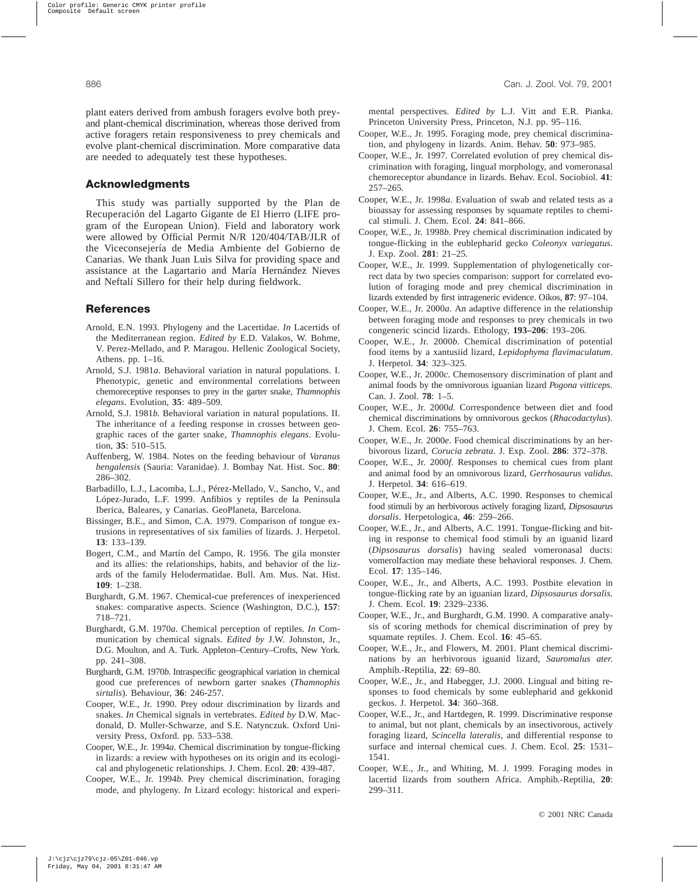plant eaters derived from ambush foragers evolve both prey- and plant-chemical discrimination, whereas those derived from active foragers retain responsiveness to prey chemicals and evolve plant-chemical discrimination. More comparative data are needed to adequately test these hypotheses.

## Acknowledgments

This study was partially supported by the Plan de Recuperación del Lagarto Gigante de El Hierro (LIFE program of the European Union). Field and laboratory work were allowed by Official Permit N/R 120/404/TAB/JLR of the Viceconsejería de Media Ambiente del Gobierno de Canarias. We thank Juan Luis Silva for providing space and assistance at the Lagartario and María Hernández Nieves and Neftalí Sillero for their help during fieldwork.

## References

Arnold, E.N. 1993. Phylogeny and the Lacertidae. *In* Lacertids of the Mediterranean region. *Edited by* E.D. Valakos, W. Bohme, V. Perez-Mellado, and P. Maragou. Hellenic Zoological Society, Athens. pp. 1–16.

Arnold, S.J. 1981*a*. Behavioral variation in natural populations. I. Phenotypic, genetic and environmental correlations between chemoreceptive responses to prey in the garter snake, *Thamnophis elegans*. Evolution, **35**: 489–509.

Arnold, S.J. 1981*b*. Behavioral variation in natural populations. II. The inheritance of a feeding response in crosses between geographic races of the garter snake, *Thamnophis elegans*. Evolution, **35**: 510–515.

Auffenberg, W. 1984. Notes on the feeding behaviour of *Varanus bengalensis* (Sauria: Varanidae). J. Bombay Nat. Hist. Soc. **80**: 286–302.

Barbadillo, L.J., Lacomba, L.J., Pérez-Mellado, V., Sancho, V., and López-Jurado, L.F. 1999. Anfibios y reptiles de la Peninsula Iberica, Baleares, y Canarias. GeoPlaneta, Barcelona.

Bissinger, B.E., and Simon, C.A. 1979. Comparison of tongue extrusions in representatives of six families of lizards. J. Herpetol. **13**: 133–139.

Bogert, C.M., and Martín del Campo, R. 1956. The gila monster and its allies: the relationships, habits, and behavior of the lizards of the family Helodermatidae. Bull. Am. Mus. Nat. Hist. **109**: 1–238.

Burghardt, G.M. 1967. Chemical-cue preferences of inexperienced snakes: comparative aspects. Science (Washington, D.C.), **157**: 718–721.

Burghardt, G.M. 1970*a*. Chemical perception of reptiles. *In* Communication by chemical signals. *Edited by* J.W. Johnston, Jr., D.G. Moulton, and A. Turk. Appleton–Century–Crofts, New York. pp. 241–308.

Burghardt, G.M. 1970*b*. Intraspecific geographical variation in chemical good cue preferences of newborn garter snakes (*Thamnophis sirtalis*). Behaviour, **36**: 246-257.

Cooper, W.E., Jr. 1990. Prey odour discrimination by lizards and snakes. *In* Chemical signals in vertebrates. *Edited by* D.W. Macdonald, D. Muller-Schwarze, and S.E. Natynczuk. Oxford University Press, Oxford. pp. 533–538.

Cooper, W.E., Jr. 1994*a*. Chemical discrimination by tongue-flicking in lizards: a review with hypotheses on its origin and its ecological and phylogenetic relationships. J. Chem. Ecol. **20**: 439-487.

Cooper, W.E., Jr. 1994*b*. Prey chemical discrimination, foraging mode, and phylogeny. *In* Lizard ecology: historical and experimental perspectives. *Edited by* L.J. Vitt and E.R. Pianka. Princeton University Press, Princeton, N.J. pp. 95–116.

Cooper, W.E., Jr. 1995. Foraging mode, prey chemical discrimination, and phylogeny in lizards. Anim. Behav. **50**: 973–985.

Cooper, W.E., Jr. 1997. Correlated evolution of prey chemical discrimination with foraging, lingual morphology, and vomeronasal chemoreceptor abundance in lizards. Behav. Ecol. Sociobiol. **41**: 257–265.

Cooper, W.E., Jr. 1998*a*. Evaluation of swab and related tests as a bioassay for assessing responses by squamate reptiles to chemical stimuli. J. Chem. Ecol. **24**: 841–866.

Cooper, W.E., Jr. 1998*b*. Prey chemical discrimination indicated by tongue-flicking in the eublepharid gecko *Coleonyx variegatus*. J. Exp. Zool. **281**: 21–25.

Cooper, W.E., Jr. 1999. Supplementation of phylogenetically correct data by two species comparison: support for correlated evolution of foraging mode and prey chemical discrimination in lizards extended by first intrageneric evidence. Oikos, **87**: 97–104.

Cooper, W.E., Jr. 2000*a*. An adaptive difference in the relationship between foraging mode and responses to prey chemicals in two congeneric scincid lizards. Ethology, **193–206**: 193–206.

Cooper, W.E., Jr. 2000*b*. Chemical discrimination of potential food items by a xantusiid lizard, *Lepidophyma flavimaculatum*. J. Herpetol. **34**: 323–325.

Cooper, W.E., Jr. 2000*c*. Chemosensory discrimination of plant and animal foods by the omnivorous iguanian lizard *Pogona vitticeps*. Can. J. Zool. **78**: 1–5.

Cooper, W.E., Jr. 2000*d*. Correspondence between diet and food chemical discriminations by omnivorous geckos (*Rhacodactylus*). J. Chem. Ecol. **26**: 755–763.

Cooper, W.E., Jr. 2000*e*. Food chemical discriminations by an herbivorous lizard, *Corucia zebrata*. J. Exp. Zool. **286**: 372–378.

Cooper, W.E., Jr. 2000*f*. Responses to chemical cues from plant and animal food by an omnivorous lizard, *Gerrhosaurus validus*. J. Herpetol. **34**: 616–619.

Cooper, W.E., Jr., and Alberts, A.C. 1990. Responses to chemical food stimuli by an herbivorous actively foraging lizard, *Dipsosaurus dorsalis*. Herpetologica, **46**: 259–266.

Cooper, W.E., Jr., and Alberts, A.C. 1991. Tongue-flicking and biting in response to chemical food stimuli by an iguanid lizard (*Dipsosaurus dorsalis*) having sealed vomeronasal ducts: vomerolfaction may mediate these behavioral responses. J. Chem. Ecol. **17**: 135–146.

Cooper, W.E., Jr., and Alberts, A.C. 1993. Postbite elevation in tongue-flicking rate by an iguanian lizard, *Dipsosaurus dorsalis*. J. Chem. Ecol. **19**: 2329–2336.

Cooper, W.E., Jr., and Burghardt, G.M. 1990. A comparative analysis of scoring methods for chemical discrimination of prey by squamate reptiles. J. Chem. Ecol. **16**: 45–65.

Cooper, W.E., Jr., and Flowers, M. 2001. Plant chemical discriminations by an herbivorous iguanid lizard, *Sauromalus ater.* Amphib.-Reptilia, **22**: 69–80.

Cooper, W.E., Jr., and Habegger, J.J. 2000. Lingual and biting responses to food chemicals by some eublepharid and gekkonid geckos. J. Herpetol. **34**: 360–368.

Cooper, W.E., Jr., and Hartdegen, R. 1999. Discriminative response to animal, but not plant, chemicals by an insectivorous, actively foraging lizard, *Scincella lateralis*, and differential response to surface and internal chemical cues. J. Chem. Ecol. **25**: 1531–1541.

Cooper, W.E., Jr., and Whiting, M. J. 1999. Foraging modes in lacertid lizards from southern Africa. Amphib.-Reptilia, **20**: 299–311.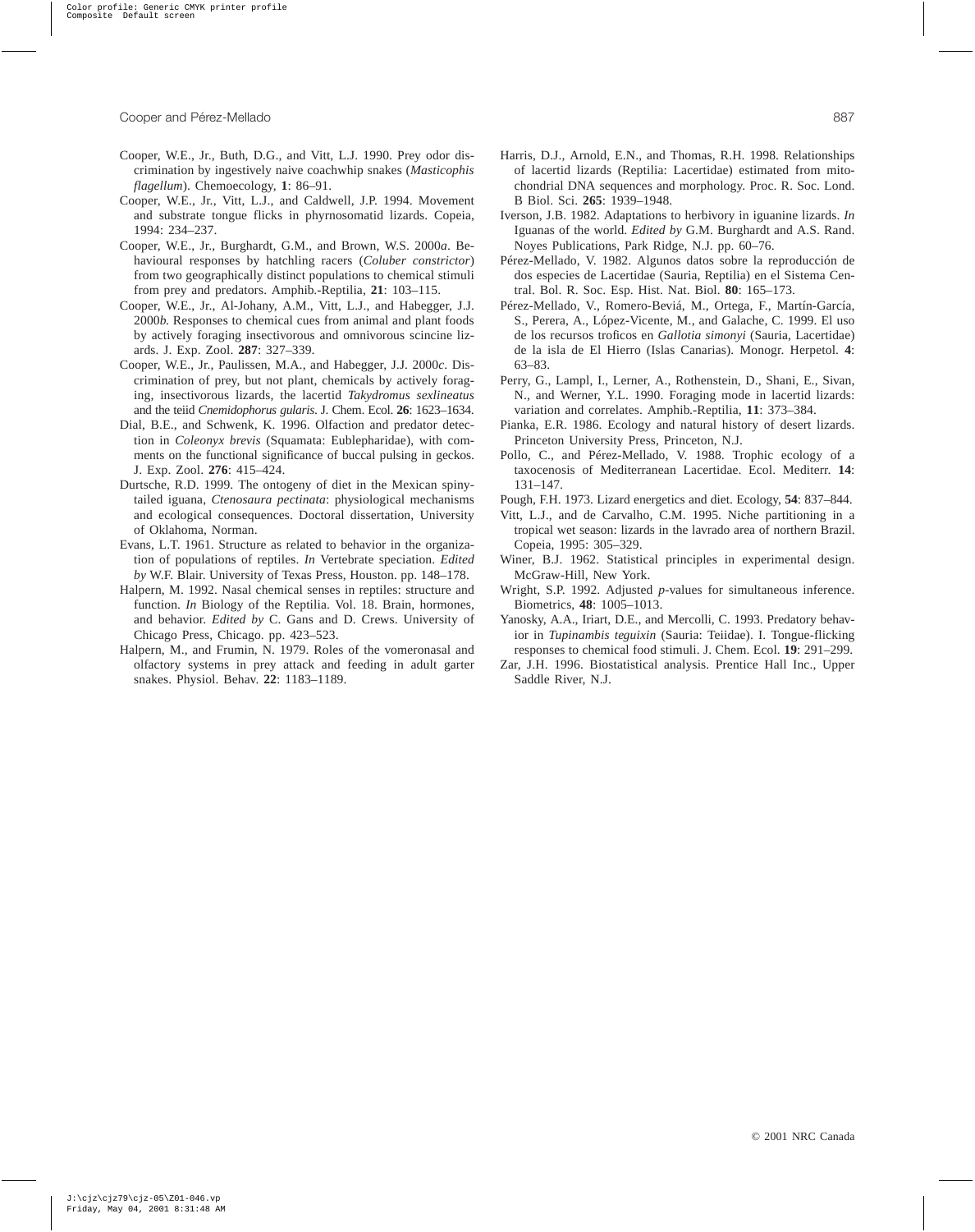Cooper, W.E., Jr., Buth, D.G., and Vitt, L.J. 1990. Prey odor discrimination by ingestively naive coachwhip snakes (*Masticophis flagellum*). Chemoecology, **1**: 86–91.

Cooper, W.E., Jr., Vitt, L.J., and Caldwell, J.P. 1994. Movement and substrate tongue flicks in phyrnosomatid lizards. Copeia, 1994: 234–237.

Cooper, W.E., Jr., Burghardt, G.M., and Brown, W.S. 2000*a*. Behavioural responses by hatchling racers (*Coluber constrictor*) from two geographically distinct populations to chemical stimuli from prey and predators. Amphib.-Reptilia, **21**: 103–115.

Cooper, W.E., Jr., Al-Johany, A.M., Vitt, L.J., and Habegger, J.J. 2000*b*. Responses to chemical cues from animal and plant foods by actively foraging insectivorous and omnivorous scincine lizards. J. Exp. Zool. **287**: 327–339.

Cooper, W.E., Jr., Paulissen, M.A., and Habegger, J.J. 2000*c*. Discrimination of prey, but not plant, chemicals by actively foraging, insectivorous lizards, the lacertid *Takydromus sexlineatus* and the teiid *Cnemidophorus gularis*. J. Chem. Ecol. **26**: 1623–1634.

Dial, B.E., and Schwenk, K. 1996. Olfaction and predator detection in *Coleonyx brevis* (Squamata: Eublepharidae), with comments on the functional significance of buccal pulsing in geckos. J. Exp. Zool. **276**: 415–424.

Durtsche, R.D. 1999. The ontogeny of diet in the Mexican spiny-tailed iguana, *Ctenosaura pectinata*: physiological mechanisms and ecological consequences. Doctoral dissertation, University of Oklahoma, Norman.

Evans, L.T. 1961. Structure as related to behavior in the organization of populations of reptiles. *In* Vertebrate speciation. *Edited by* W.F. Blair. University of Texas Press, Houston. pp. 148–178.

Halpern, M. 1992. Nasal chemical senses in reptiles: structure and function. *In* Biology of the Reptilia. Vol. 18. Brain, hormones, and behavior. *Edited by* C. Gans and D. Crews. University of Chicago Press, Chicago. pp. 423–523.

Halpern, M., and Frumin, N. 1979. Roles of the vomeronasal and olfactory systems in prey attack and feeding in adult garter snakes. Physiol. Behav. **22**: 1183–1189.

Harris, D.J., Arnold, E.N., and Thomas, R.H. 1998. Relationships of lacertid lizards (Reptilia: Lacertidae) estimated from mitochondrial DNA sequences and morphology. Proc. R. Soc. Lond. B Biol. Sci. **265**: 1939–1948.

Iverson, J.B. 1982. Adaptations to herbivory in iguanine lizards. *In* Iguanas of the world. *Edited by* G.M. Burghardt and A.S. Rand. Noyes Publications, Park Ridge, N.J. pp. 60–76.

Pérez-Mellado, V. 1982. Algunos datos sobre la reproducción de dos especies de Lacertidae (Sauria, Reptilia) en el Sistema Central. Bol. R. Soc. Esp. Hist. Nat. Biol. **80**: 165–173.

Pérez-Mellado, V., Romero-Beviá, M., Ortega, F., Martín-García, S., Perera, A., López-Vicente, M., and Galache, C. 1999. El uso de los recursos troficos en *Gallotia simonyi* (Sauria, Lacertidae) de la isla de El Hierro (Islas Canarias). Monogr. Herpetol. **4**: 63–83.

Perry, G., Lampl, I., Lerner, A., Rothenstein, D., Shani, E., Sivan, N., and Werner, Y.L. 1990. Foraging mode in lacertid lizards: variation and correlates. Amphib.-Reptilia, **11**: 373–384.

Pianka, E.R. 1986. Ecology and natural history of desert lizards. Princeton University Press, Princeton, N.J.

Pollo, C., and Pérez-Mellado, V. 1988. Trophic ecology of a taxocenosis of Mediterranean Lacertidae. Ecol. Mediterr. **14**: 131–147.

Pough, F.H. 1973. Lizard energetics and diet. Ecology, **54**: 837–844.

Vitt, L.J., and de Carvalho, C.M. 1995. Niche partitioning in a tropical wet season: lizards in the lavrado area of northern Brazil. Copeia, 1995: 305–329.

Winer, B.J. 1962. Statistical principles in experimental design. McGraw-Hill, New York.

Wright, S.P. 1992. Adjusted *p*-values for simultaneous inference. Biometrics, **48**: 1005–1013.

Yanosky, A.A., Iriart, D.E., and Mercolli, C. 1993. Predatory behavior in *Tupinambis teguixin* (Sauria: Teiidae). I. Tongue-flicking responses to chemical food stimuli. J. Chem. Ecol. **19**: 291–299.

Zar, J.H. 1996. Biostatistical analysis. Prentice Hall Inc., Upper Saddle River, N.J.